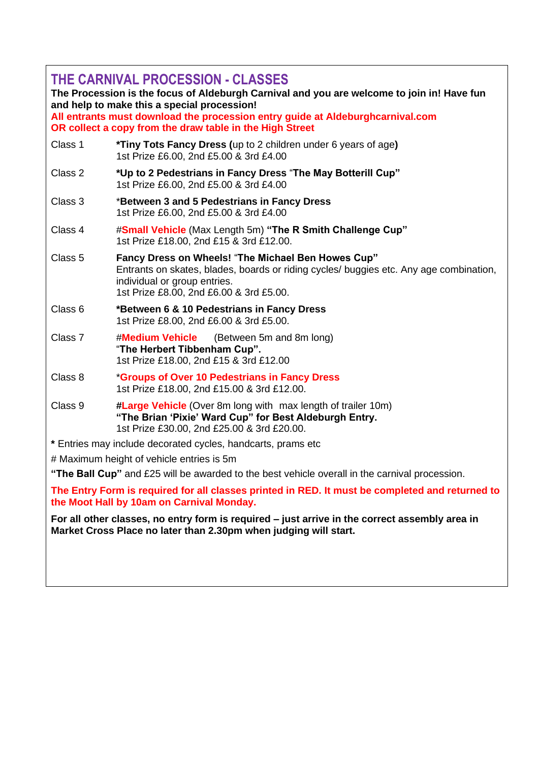## THE CARNIVAL PROCESSION - CLASSES

**The Procession is the focus of Aldeburgh Carnival and you are welcome to join in! Have fun and help to make this a special procession!**

**All entrants must download the procession entry guide at Aldeburghcarnival.com**
**OR collect a copy from the draw table in the High Street**

| | |
|---|---|
| Class 1 | ***Tiny Tots Fancy Dress (**up to 2 children under 6 years of age**)**<br>1st Prize £6.00, 2nd £5.00 & 3rd £4.00 |
| Class 2 | ***Up to 2 Pedestrians in Fancy Dress** "**The May Botterill Cup"**<br>1st Prize £6.00, 2nd £5.00 & 3rd £4.00 |
| Class 3 | *** Between 3 and 5 Pedestrians in Fancy Dress**<br>1st Prize £6.00, 2nd £5.00 & 3rd £4.00 |
| Class 4 | #**Small Vehicle** (Max Length 5m) **"The R Smith Challenge Cup"**<br>1st Prize £18.00, 2nd £15 & 3rd £12.00. |
| Class 5 | **Fancy Dress on Wheels!** "**The Michael Ben Howes Cup"**<br>Entrants on skates, blades, boards or riding cycles/ buggies etc. Any age combination, individual or group entries.<br>1st Prize £8.00, 2nd £6.00 & 3rd £5.00. |
| Class 6 | ***Between 6 & 10 Pedestrians in Fancy Dress**<br>1st Prize £8.00, 2nd £6.00 & 3rd £5.00. |
| Class 7 | #**Medium Vehicle** (Between 5m and 8m long)<br>"**The Herbert Tibbenham Cup".**<br>1st Prize £18.00, 2nd £15 & 3rd £12.00 |
| Class 8 | ***Groups of Over 10 Pedestrians in Fancy Dress**<br>1st Prize £18.00, 2nd £15.00 & 3rd £12.00. |
| Class 9 | **#Large Vehicle** (Over 8m long with max length of trailer 10m)<br>**"The Brian 'Pixie' Ward Cup" for Best Aldeburgh Entry.**<br>1st Prize £30.00, 2nd £25.00 & 3rd £20.00. |

**\*** Entries may include decorated cycles, handcarts, prams etc

# Maximum height of vehicle entries is 5m

**"The Ball Cup"** and £25 will be awarded to the best vehicle overall in the carnival procession.

**The Entry Form is required for all classes printed in RED. It must be completed and returned to the Moot Hall by 10am on Carnival Monday.**

**For all other classes, no entry form is required – just arrive in the correct assembly area in Market Cross Place no later than 2.30pm when judging will start.**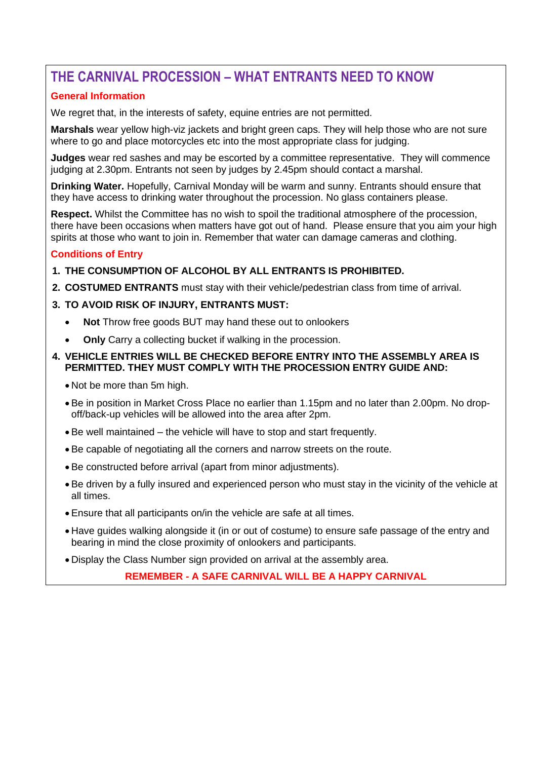# THE CARNIVAL PROCESSION – WHAT ENTRANTS NEED TO KNOW

## General Information

We regret that, in the interests of safety, equine entries are not permitted.

**Marshals** wear yellow high-viz jackets and bright green caps. They will help those who are not sure where to go and place motorcycles etc into the most appropriate class for judging.

**Judges** wear red sashes and may be escorted by a committee representative. They will commence judging at 2.30pm. Entrants not seen by judges by 2.45pm should contact a marshal.

**Drinking Water.** Hopefully, Carnival Monday will be warm and sunny. Entrants should ensure that they have access to drinking water throughout the procession. No glass containers please.

**Respect.** Whilst the Committee has no wish to spoil the traditional atmosphere of the procession, there have been occasions when matters have got out of hand. Please ensure that you aim your high spirits at those who want to join in. Remember that water can damage cameras and clothing.

## Conditions of Entry

1. **THE CONSUMPTION OF ALCOHOL BY ALL ENTRANTS IS PROHIBITED.**
2. **COSTUMED ENTRANTS** must stay with their vehicle/pedestrian class from time of arrival.
3. **TO AVOID RISK OF INJURY, ENTRANTS MUST:**
   - **Not** Throw free goods BUT may hand these out to onlookers
   - **Only** Carry a collecting bucket if walking in the procession.
4. **VEHICLE ENTRIES WILL BE CHECKED BEFORE ENTRY INTO THE ASSEMBLY AREA IS PERMITTED. THEY MUST COMPLY WITH THE PROCESSION ENTRY GUIDE AND:**
   - Not be more than 5m high.
   - Be in position in Market Cross Place no earlier than 1.15pm and no later than 2.00pm. No drop-off/back-up vehicles will be allowed into the area after 2pm.
   - Be well maintained – the vehicle will have to stop and start frequently.
   - Be capable of negotiating all the corners and narrow streets on the route.
   - Be constructed before arrival (apart from minor adjustments).
   - Be driven by a fully insured and experienced person who must stay in the vicinity of the vehicle at all times.
   - Ensure that all participants on/in the vehicle are safe at all times.
   - Have guides walking alongside it (in or out of costume) to ensure safe passage of the entry and bearing in mind the close proximity of onlookers and participants.
   - Display the Class Number sign provided on arrival at the assembly area.

**REMEMBER - A SAFE CARNIVAL WILL BE A HAPPY CARNIVAL**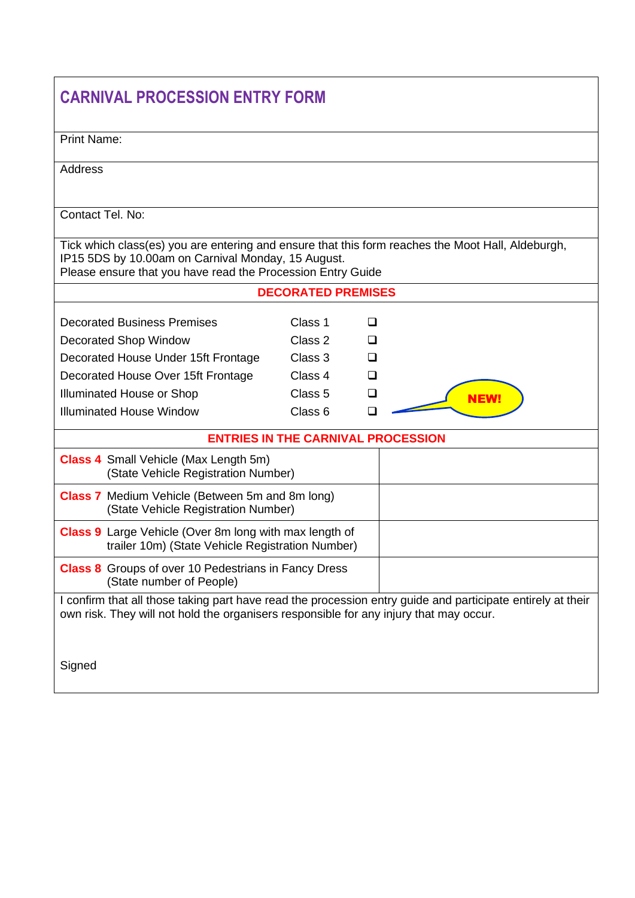# CARNIVAL PROCESSION ENTRY FORM

Print Name:

Address

Contact Tel. No:

Tick which class(es) you are entering and ensure that this form reaches the Moot Hall, Aldeburgh, IP15 5DS by 10.00am on Carnival Monday, 15 August.
Please ensure that you have read the Procession Entry Guide

## DECORATED PREMISES

| | | |
|---|---|---|
| Decorated Business Premises | Class 1 | ❑ |
| Decorated Shop Window | Class 2 | ❑ |
| Decorated House Under 15ft Frontage | Class 3 | ❑ |
| Decorated House Over 15ft Frontage | Class 4 | ❑ |
| Illuminated House or Shop | Class 5 | ❑ |
| Illuminated House Window | Class 6 | ❑ NEW! |

## ENTRIES IN THE CARNIVAL PROCESSION

| | |
|---|---|
| **Class 4** Small Vehicle (Max Length 5m) (State Vehicle Registration Number) | |
| **Class 7** Medium Vehicle (Between 5m and 8m long) (State Vehicle Registration Number) | |
| **Class 9** Large Vehicle (Over 8m long with max length of trailer 10m) (State Vehicle Registration Number) | |
| **Class 8** Groups of over 10 Pedestrians in Fancy Dress (State number of People) | |

I confirm that all those taking part have read the procession entry guide and participate entirely at their own risk. They will not hold the organisers responsible for any injury that may occur.

Signed